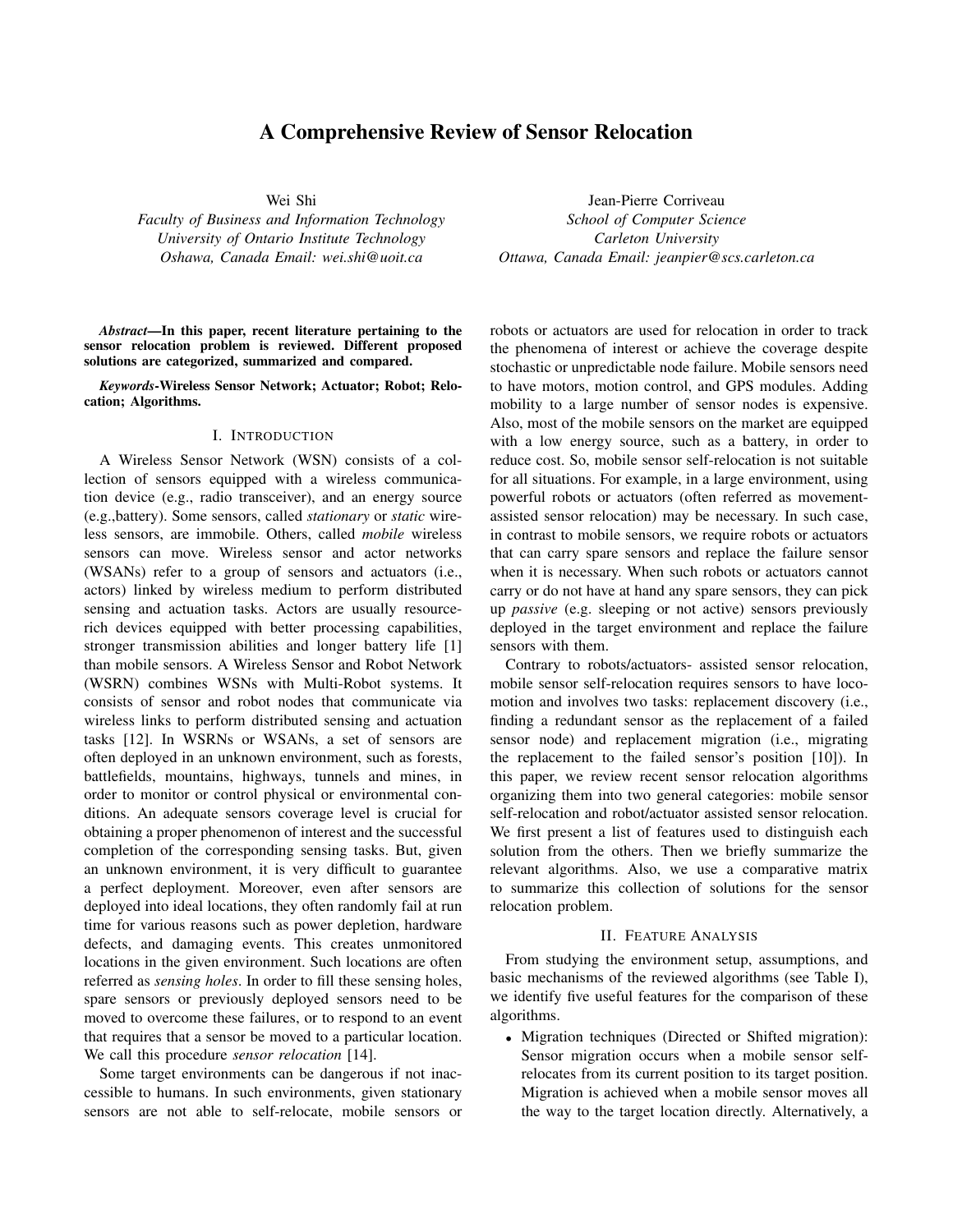# A Comprehensive Review of Sensor Relocation

Wei Shi
*Faculty of Business and Information Technology*
*University of Ontario Institute Technology*
*Oshawa, Canada Email: wei.shi@uoit.ca*

Jean-Pierre Corriveau
*School of Computer Science*
*Carleton University*
*Ottawa, Canada Email: jeanpier@scs.carleton.ca*

***Abstract*—In this paper, recent literature pertaining to the sensor relocation problem is reviewed. Different proposed solutions are categorized, summarized and compared.**

***Keywords*-Wireless Sensor Network; Actuator; Robot; Relocation; Algorithms.**

## I. Introduction

A Wireless Sensor Network (WSN) consists of a collection of sensors equipped with a wireless communication device (e.g., radio transceiver), and an energy source (e.g.,battery). Some sensors, called *stationary* or *static* wireless sensors, are immobile. Others, called *mobile* wireless sensors can move. Wireless sensor and actor networks (WSANs) refer to a group of sensors and actuators (i.e., actors) linked by wireless medium to perform distributed sensing and actuation tasks. Actors are usually resource-rich devices equipped with better processing capabilities, stronger transmission abilities and longer battery life [1] than mobile sensors. A Wireless Sensor and Robot Network (WSRN) combines WSNs with Multi-Robot systems. It consists of sensor and robot nodes that communicate via wireless links to perform distributed sensing and actuation tasks [12]. In WSRNs or WSANs, a set of sensors are often deployed in an unknown environment, such as forests, battlefields, mountains, highways, tunnels and mines, in order to monitor or control physical or environmental conditions. An adequate sensors coverage level is crucial for obtaining a proper phenomenon of interest and the successful completion of the corresponding sensing tasks. But, given an unknown environment, it is very difficult to guarantee a perfect deployment. Moreover, even after sensors are deployed into ideal locations, they often randomly fail at run time for various reasons such as power depletion, hardware defects, and damaging events. This creates unmonitored locations in the given environment. Such locations are often referred as *sensing holes*. In order to fill these sensing holes, spare sensors or previously deployed sensors need to be moved to overcome these failures, or to respond to an event that requires that a sensor be moved to a particular location. We call this procedure *sensor relocation* [14].

Some target environments can be dangerous if not inaccessible to humans. In such environments, given stationary sensors are not able to self-relocate, mobile sensors or robots or actuators are used for relocation in order to track the phenomena of interest or achieve the coverage despite stochastic or unpredictable node failure. Mobile sensors need to have motors, motion control, and GPS modules. Adding mobility to a large number of sensor nodes is expensive. Also, most of the mobile sensors on the market are equipped with a low energy source, such as a battery, in order to reduce cost. So, mobile sensor self-relocation is not suitable for all situations. For example, in a large environment, using powerful robots or actuators (often referred as movement-assisted sensor relocation) may be necessary. In such case, in contrast to mobile sensors, we require robots or actuators that can carry spare sensors and replace the failure sensor when it is necessary. When such robots or actuators cannot carry or do not have at hand any spare sensors, they can pick up *passive* (e.g. sleeping or not active) sensors previously deployed in the target environment and replace the failure sensors with them.

Contrary to robots/actuators- assisted sensor relocation, mobile sensor self-relocation requires sensors to have locomotion and involves two tasks: replacement discovery (i.e., finding a redundant sensor as the replacement of a failed sensor node) and replacement migration (i.e., migrating the replacement to the failed sensor's position [10]). In this paper, we review recent sensor relocation algorithms organizing them into two general categories: mobile sensor self-relocation and robot/actuator assisted sensor relocation. We first present a list of features used to distinguish each solution from the others. Then we briefly summarize the relevant algorithms. Also, we use a comparative matrix to summarize this collection of solutions for the sensor relocation problem.

## II. Feature Analysis

From studying the environment setup, assumptions, and basic mechanisms of the reviewed algorithms (see Table I), we identify five useful features for the comparison of these algorithms.

- Migration techniques (Directed or Shifted migration): Sensor migration occurs when a mobile sensor self-relocates from its current position to its target position. Migration is achieved when a mobile sensor moves all the way to the target location directly. Alternatively, a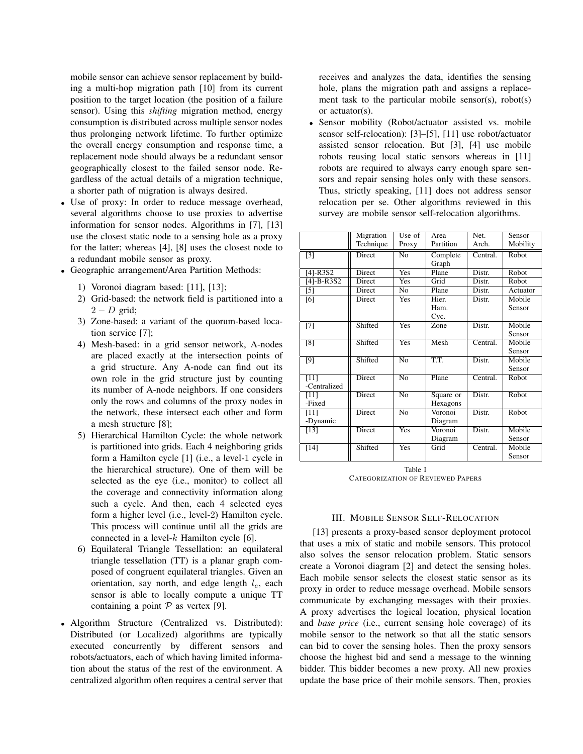mobile sensor can achieve sensor replacement by building a multi-hop migration path [10] from its current position to the target location (the position of a failure sensor). Using this *shifting* migration method, energy consumption is distributed across multiple sensor nodes thus prolonging network lifetime. To further optimize the overall energy consumption and response time, a replacement node should always be a redundant sensor geographically closest to the failed sensor node. Regardless of the actual details of a migration technique, a shorter path of migration is always desired.

- Use of proxy: In order to reduce message overhead, several algorithms choose to use proxies to advertise information for sensor nodes. Algorithms in [7], [13] use the closest static node to a sensing hole as a proxy for the latter; whereas [4], [8] uses the closest node to a redundant mobile sensor as proxy.
- Geographic arrangement/Area Partition Methods:
  1) Voronoi diagram based: [11], [13];
  2) Grid-based: the network field is partitioned into a $2-D$ grid;
  3) Zone-based: a variant of the quorum-based location service [7];
  4) Mesh-based: in a grid sensor network, A-nodes are placed exactly at the intersection points of a grid structure. Any A-node can find out its own role in the grid structure just by counting its number of A-node neighbors. If one considers only the rows and columns of the proxy nodes in the network, these intersect each other and form a mesh structure [8];
  5) Hierarchical Hamilton Cycle: the whole network is partitioned into grids. Each 4 neighboring grids form a Hamilton cycle [1] (i.e., a level-1 cycle in the hierarchical structure). One of them will be selected as the eye (i.e., monitor) to collect all the coverage and connectivity information along such a cycle. And then, each 4 selected eyes form a higher level (i.e., level-2) Hamilton cycle. This process will continue until all the grids are connected in a level-$k$ Hamilton cycle [6].
  6) Equilateral Triangle Tessellation: an equilateral triangle tessellation (TT) is a planar graph composed of congruent equilateral triangles. Given an orientation, say north, and edge length $l_e$, each sensor is able to locally compute a unique TT containing a point $\mathcal{P}$ as vertex [9].
- Algorithm Structure (Centralized vs. Distributed): Distributed (or Localized) algorithms are typically executed concurrently by different sensors and robots/actuators, each of which having limited information about the status of the rest of the environment. A centralized algorithm often requires a central server that receives and analyzes the data, identifies the sensing hole, plans the migration path and assigns a replacement task to the particular mobile sensor(s), robot(s) or actuator(s).
- Sensor mobility (Robot/actuator assisted vs. mobile sensor self-relocation): [3]–[5], [11] use robot/actuator assisted sensor relocation. But [3], [4] use mobile robots reusing local static sensors whereas in [11] robots are required to always carry enough spare sensors and repair sensing holes only with these sensors. Thus, strictly speaking, [11] does not address sensor relocation per se. Other algorithms reviewed in this survey are mobile sensor self-relocation algorithms.

| | Migration Technique | Use of Proxy | Area Partition | Net. Arch. | Sensor Mobility |
|---|---|---|---|---|---|
| [3] | Direct | No | Complete Graph | Central. | Robot |
| [4]-R3S2 | Direct | Yes | Plane | Distr. | Robot |
| [4]-B-R3S2 | Direct | Yes | Grid | Distr. | Robot |
| [5] | Direct | No | Plane | Distr. | Actuator |
| [6] | Direct | Yes | Hier. Ham. Cyc. | Distr. | Mobile Sensor |
| [7] | Shifted | Yes | Zone | Distr. | Mobile Sensor |
| [8] | Shifted | Yes | Mesh | Central. | Mobile Sensor |
| [9] | Shifted | No | T.T. | Distr. | Mobile Sensor |
| [11] -Centralized | Direct | No | Plane | Central. | Robot |
| [11] -Fixed | Direct | No | Square or Hexagons | Distr. | Robot |
| [11] -Dynamic | Direct | No | Voronoi Diagram | Distr. | Robot |
| [13] | Direct | Yes | Voronoi Diagram | Distr. | Mobile Sensor |
| [14] | Shifted | Yes | Grid | Central. | Mobile Sensor |

Table I
CATEGORIZATION OF REVIEWED PAPERS

## III. Mobile Sensor Self-Relocation

[13] presents a proxy-based sensor deployment protocol that uses a mix of static and mobile sensors. This protocol also solves the sensor relocation problem. Static sensors create a Voronoi diagram [2] and detect the sensing holes. Each mobile sensor selects the closest static sensor as its proxy in order to reduce message overhead. Mobile sensors communicate by exchanging messages with their proxies. A proxy advertises the logical location, physical location and *base price* (i.e., current sensing hole coverage) of its mobile sensor to the network so that all the static sensors can bid to cover the sensing holes. Then the proxy sensors choose the highest bid and send a message to the winning bidder. This bidder becomes a new proxy. All new proxies update the base price of their mobile sensors. Then, proxies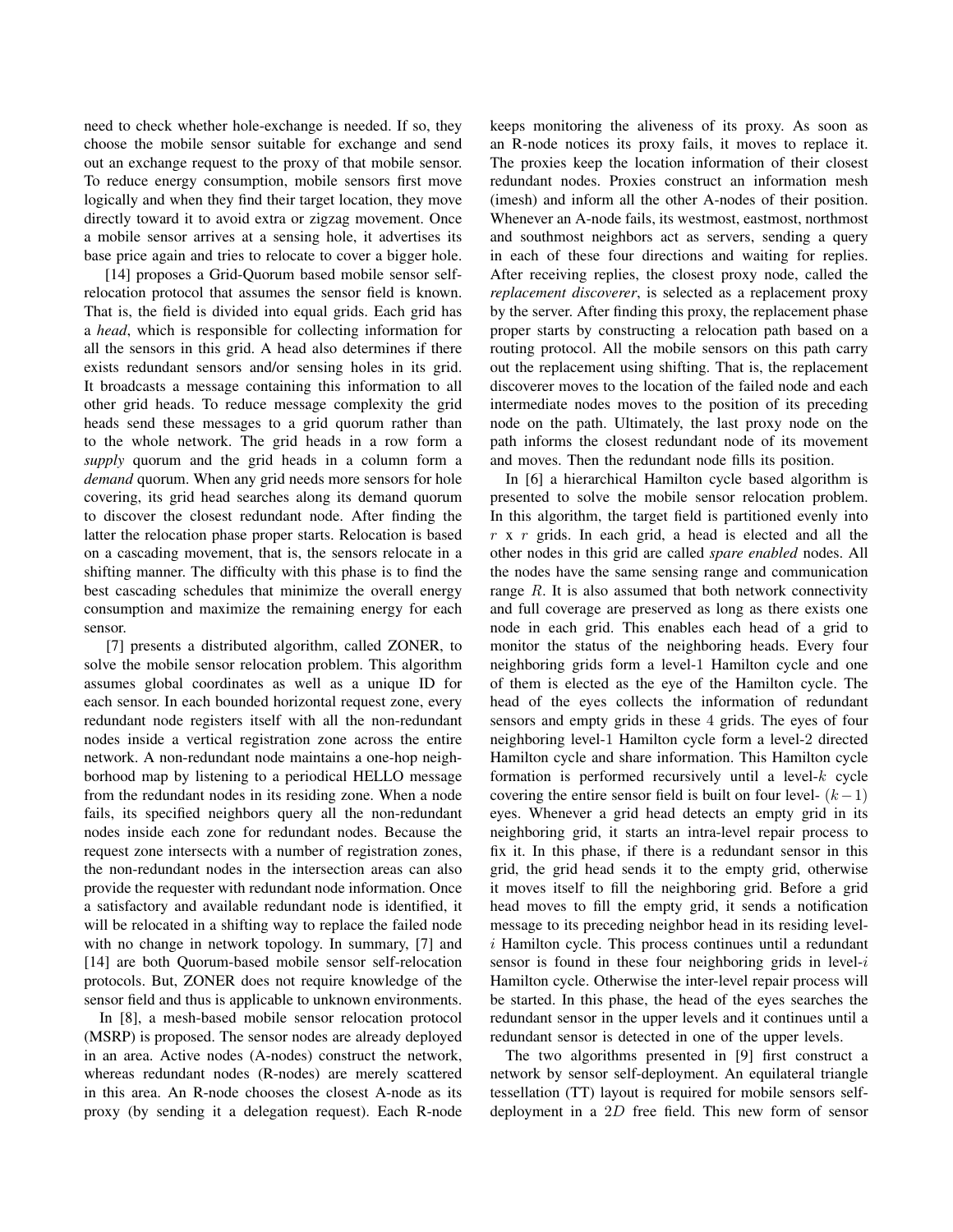need to check whether hole-exchange is needed. If so, they choose the mobile sensor suitable for exchange and send out an exchange request to the proxy of that mobile sensor. To reduce energy consumption, mobile sensors first move logically and when they find their target location, they move directly toward it to avoid extra or zigzag movement. Once a mobile sensor arrives at a sensing hole, it advertises its base price again and tries to relocate to cover a bigger hole.

[14] proposes a Grid-Quorum based mobile sensor self-relocation protocol that assumes the sensor field is known. That is, the field is divided into equal grids. Each grid has a *head*, which is responsible for collecting information for all the sensors in this grid. A head also determines if there exists redundant sensors and/or sensing holes in its grid. It broadcasts a message containing this information to all other grid heads. To reduce message complexity the grid heads send these messages to a grid quorum rather than to the whole network. The grid heads in a row form a *supply* quorum and the grid heads in a column form a *demand* quorum. When any grid needs more sensors for hole covering, its grid head searches along its demand quorum to discover the closest redundant node. After finding the latter the relocation phase proper starts. Relocation is based on a cascading movement, that is, the sensors relocate in a shifting manner. The difficulty with this phase is to find the best cascading schedules that minimize the overall energy consumption and maximize the remaining energy for each sensor.

[7] presents a distributed algorithm, called ZONER, to solve the mobile sensor relocation problem. This algorithm assumes global coordinates as well as a unique ID for each sensor. In each bounded horizontal request zone, every redundant node registers itself with all the non-redundant nodes inside a vertical registration zone across the entire network. A non-redundant node maintains a one-hop neighborhood map by listening to a periodical HELLO message from the redundant nodes in its residing zone. When a node fails, its specified neighbors query all the non-redundant nodes inside each zone for redundant nodes. Because the request zone intersects with a number of registration zones, the non-redundant nodes in the intersection areas can also provide the requester with redundant node information. Once a satisfactory and available redundant node is identified, it will be relocated in a shifting way to replace the failed node with no change in network topology. In summary, [7] and [14] are both Quorum-based mobile sensor self-relocation protocols. But, ZONER does not require knowledge of the sensor field and thus is applicable to unknown environments.

In [8], a mesh-based mobile sensor relocation protocol (MSRP) is proposed. The sensor nodes are already deployed in an area. Active nodes (A-nodes) construct the network, whereas redundant nodes (R-nodes) are merely scattered in this area. An R-node chooses the closest A-node as its proxy (by sending it a delegation request). Each R-node keeps monitoring the aliveness of its proxy. As soon as an R-node notices its proxy fails, it moves to replace it. The proxies keep the location information of their closest redundant nodes. Proxies construct an information mesh (imesh) and inform all the other A-nodes of their position. Whenever an A-node fails, its westmost, eastmost, northmost and southmost neighbors act as servers, sending a query in each of these four directions and waiting for replies. After receiving replies, the closest proxy node, called the *replacement discoverer*, is selected as a replacement proxy by the server. After finding this proxy, the replacement phase proper starts by constructing a relocation path based on a routing protocol. All the mobile sensors on this path carry out the replacement using shifting. That is, the replacement discoverer moves to the location of the failed node and each intermediate nodes moves to the position of its preceding node on the path. Ultimately, the last proxy node on the path informs the closest redundant node of its movement and moves. Then the redundant node fills its position.

In [6] a hierarchical Hamilton cycle based algorithm is presented to solve the mobile sensor relocation problem. In this algorithm, the target field is partitioned evenly into $r$ x $r$ grids. In each grid, a head is elected and all the other nodes in this grid are called *spare enabled* nodes. All the nodes have the same sensing range and communication range $R$. It is also assumed that both network connectivity and full coverage are preserved as long as there exists one node in each grid. This enables each head of a grid to monitor the status of the neighboring heads. Every four neighboring grids form a level-1 Hamilton cycle and one of them is elected as the eye of the Hamilton cycle. The head of the eyes collects the information of redundant sensors and empty grids in these 4 grids. The eyes of four neighboring level-1 Hamilton cycle form a level-2 directed Hamilton cycle and share information. This Hamilton cycle formation is performed recursively until a level-$k$ cycle covering the entire sensor field is built on four level- $(k-1)$ eyes. Whenever a grid head detects an empty grid in its neighboring grid, it starts an intra-level repair process to fix it. In this phase, if there is a redundant sensor in this grid, the grid head sends it to the empty grid, otherwise it moves itself to fill the neighboring grid. Before a grid head moves to fill the empty grid, it sends a notification message to its preceding neighbor head in its residing level-$i$ Hamilton cycle. This process continues until a redundant sensor is found in these four neighboring grids in level-$i$ Hamilton cycle. Otherwise the inter-level repair process will be started. In this phase, the head of the eyes searches the redundant sensor in the upper levels and it continues until a redundant sensor is detected in one of the upper levels.

The two algorithms presented in [9] first construct a network by sensor self-deployment. An equilateral triangle tessellation (TT) layout is required for mobile sensors self-deployment in a $2D$ free field. This new form of sensor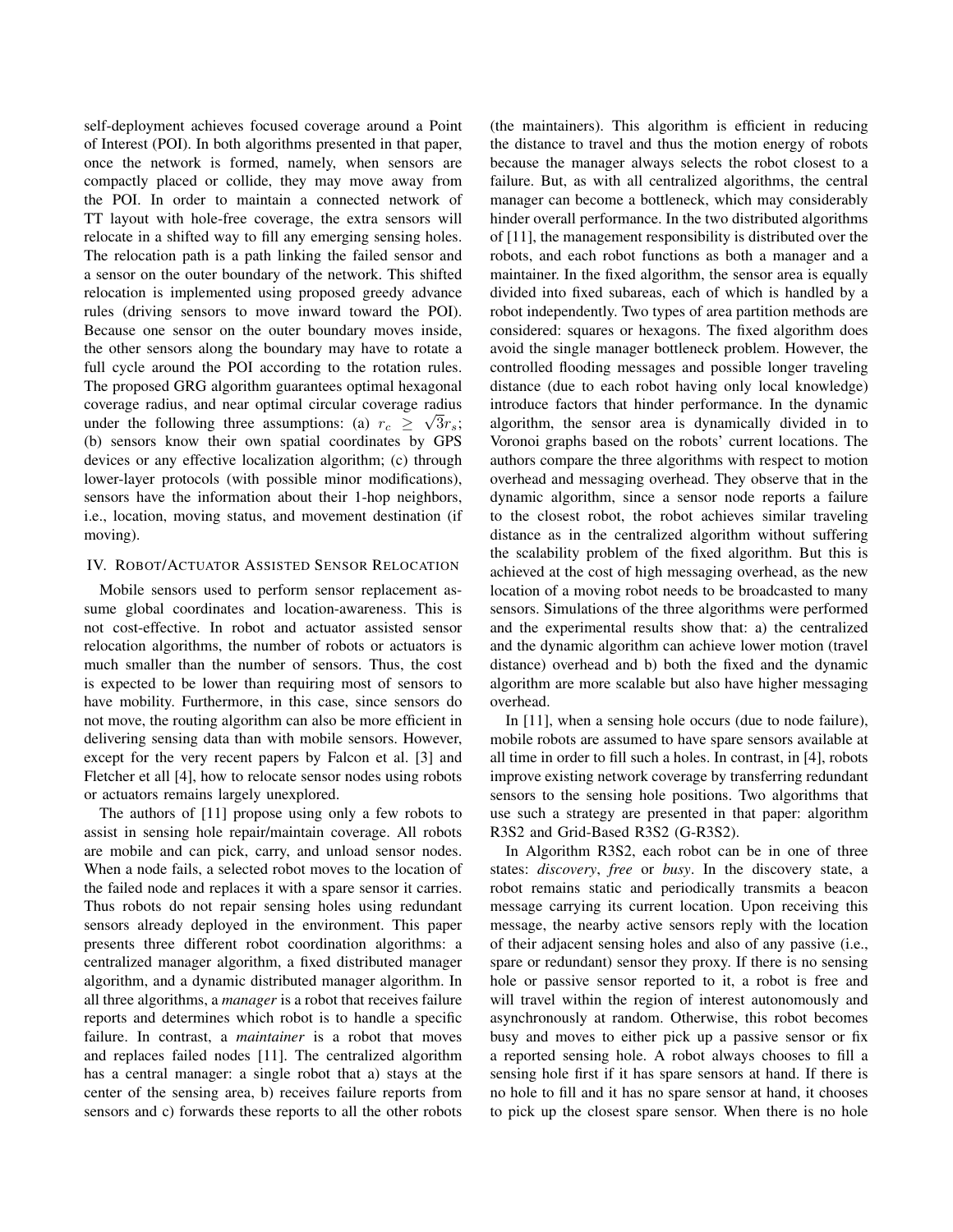self-deployment achieves focused coverage around a Point of Interest (POI). In both algorithms presented in that paper, once the network is formed, namely, when sensors are compactly placed or collide, they may move away from the POI. In order to maintain a connected network of TT layout with hole-free coverage, the extra sensors will relocate in a shifted way to fill any emerging sensing holes. The relocation path is a path linking the failed sensor and a sensor on the outer boundary of the network. This shifted relocation is implemented using proposed greedy advance rules (driving sensors to move inward toward the POI). Because one sensor on the outer boundary moves inside, the other sensors along the boundary may have to rotate a full cycle around the POI according to the rotation rules. The proposed GRG algorithm guarantees optimal hexagonal coverage radius, and near optimal circular coverage radius under the following three assumptions: (a) $r_c \geq \sqrt{3}r_s$; (b) sensors know their own spatial coordinates by GPS devices or any effective localization algorithm; (c) through lower-layer protocols (with possible minor modifications), sensors have the information about their 1-hop neighbors, i.e., location, moving status, and movement destination (if moving).

## IV. Robot/Actuator Assisted Sensor Relocation

Mobile sensors used to perform sensor replacement assume global coordinates and location-awareness. This is not cost-effective. In robot and actuator assisted sensor relocation algorithms, the number of robots or actuators is much smaller than the number of sensors. Thus, the cost is expected to be lower than requiring most of sensors to have mobility. Furthermore, in this case, since sensors do not move, the routing algorithm can also be more efficient in delivering sensing data than with mobile sensors. However, except for the very recent papers by Falcon et al. [3] and Fletcher et all [4], how to relocate sensor nodes using robots or actuators remains largely unexplored.

The authors of [11] propose using only a few robots to assist in sensing hole repair/maintain coverage. All robots are mobile and can pick, carry, and unload sensor nodes. When a node fails, a selected robot moves to the location of the failed node and replaces it with a spare sensor it carries. Thus robots do not repair sensing holes using redundant sensors already deployed in the environment. This paper presents three different robot coordination algorithms: a centralized manager algorithm, a fixed distributed manager algorithm, and a dynamic distributed manager algorithm. In all three algorithms, a *manager* is a robot that receives failure reports and determines which robot is to handle a specific failure. In contrast, a *maintainer* is a robot that moves and replaces failed nodes [11]. The centralized algorithm has a central manager: a single robot that a) stays at the center of the sensing area, b) receives failure reports from sensors and c) forwards these reports to all the other robots (the maintainers). This algorithm is efficient in reducing the distance to travel and thus the motion energy of robots because the manager always selects the robot closest to a failure. But, as with all centralized algorithms, the central manager can become a bottleneck, which may considerably hinder overall performance. In the two distributed algorithms of [11], the management responsibility is distributed over the robots, and each robot functions as both a manager and a maintainer. In the fixed algorithm, the sensor area is equally divided into fixed subareas, each of which is handled by a robot independently. Two types of area partition methods are considered: squares or hexagons. The fixed algorithm does avoid the single manager bottleneck problem. However, the controlled flooding messages and possible longer traveling distance (due to each robot having only local knowledge) introduce factors that hinder performance. In the dynamic algorithm, the sensor area is dynamically divided in to Voronoi graphs based on the robots' current locations. The authors compare the three algorithms with respect to motion overhead and messaging overhead. They observe that in the dynamic algorithm, since a sensor node reports a failure to the closest robot, the robot achieves similar traveling distance as in the centralized algorithm without suffering the scalability problem of the fixed algorithm. But this is achieved at the cost of high messaging overhead, as the new location of a moving robot needs to be broadcasted to many sensors. Simulations of the three algorithms were performed and the experimental results show that: a) the centralized and the dynamic algorithm can achieve lower motion (travel distance) overhead and b) both the fixed and the dynamic algorithm are more scalable but also have higher messaging overhead.

In [11], when a sensing hole occurs (due to node failure), mobile robots are assumed to have spare sensors available at all time in order to fill such a holes. In contrast, in [4], robots improve existing network coverage by transferring redundant sensors to the sensing hole positions. Two algorithms that use such a strategy are presented in that paper: algorithm R3S2 and Grid-Based R3S2 (G-R3S2).

In Algorithm R3S2, each robot can be in one of three states: *discovery*, *free* or *busy*. In the discovery state, a robot remains static and periodically transmits a beacon message carrying its current location. Upon receiving this message, the nearby active sensors reply with the location of their adjacent sensing holes and also of any passive (i.e., spare or redundant) sensor they proxy. If there is no sensing hole or passive sensor reported to it, a robot is free and will travel within the region of interest autonomously and asynchronously at random. Otherwise, this robot becomes busy and moves to either pick up a passive sensor or fix a reported sensing hole. A robot always chooses to fill a sensing hole first if it has spare sensors at hand. If there is no hole to fill and it has no spare sensor at hand, it chooses to pick up the closest spare sensor. When there is no hole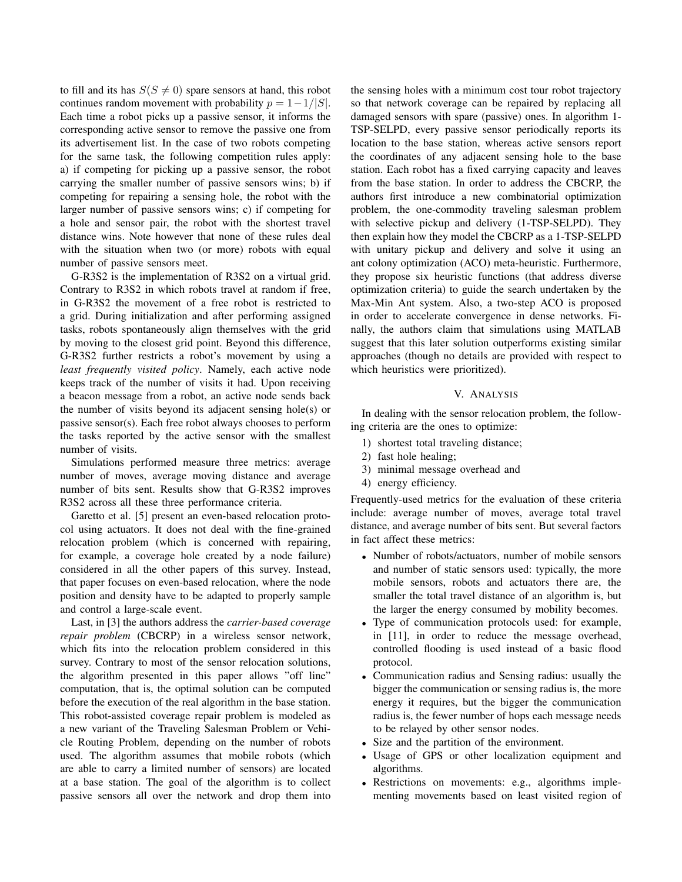to fill and its has $S (S \neq 0)$ spare sensors at hand, this robot continues random movement with probability $p = 1 - 1/|S|$. Each time a robot picks up a passive sensor, it informs the corresponding active sensor to remove the passive one from its advertisement list. In the case of two robots competing for the same task, the following competition rules apply: a) if competing for picking up a passive sensor, the robot carrying the smaller number of passive sensors wins; b) if competing for repairing a sensing hole, the robot with the larger number of passive sensors wins; c) if competing for a hole and sensor pair, the robot with the shortest travel distance wins. Note however that none of these rules deal with the situation when two (or more) robots with equal number of passive sensors meet.

G-R3S2 is the implementation of R3S2 on a virtual grid. Contrary to R3S2 in which robots travel at random if free, in G-R3S2 the movement of a free robot is restricted to a grid. During initialization and after performing assigned tasks, robots spontaneously align themselves with the grid by moving to the closest grid point. Beyond this difference, G-R3S2 further restricts a robot's movement by using a *least frequently visited policy*. Namely, each active node keeps track of the number of visits it had. Upon receiving a beacon message from a robot, an active node sends back the number of visits beyond its adjacent sensing hole(s) or passive sensor(s). Each free robot always chooses to perform the tasks reported by the active sensor with the smallest number of visits.

Simulations performed measure three metrics: average number of moves, average moving distance and average number of bits sent. Results show that G-R3S2 improves R3S2 across all these three performance criteria.

Garetto et al. [5] present an even-based relocation protocol using actuators. It does not deal with the fine-grained relocation problem (which is concerned with repairing, for example, a coverage hole created by a node failure) considered in all the other papers of this survey. Instead, that paper focuses on even-based relocation, where the node position and density have to be adapted to properly sample and control a large-scale event.

Last, in [3] the authors address the *carrier-based coverage repair problem* (CBCRP) in a wireless sensor network, which fits into the relocation problem considered in this survey. Contrary to most of the sensor relocation solutions, the algorithm presented in this paper allows "off line" computation, that is, the optimal solution can be computed before the execution of the real algorithm in the base station. This robot-assisted coverage repair problem is modeled as a new variant of the Traveling Salesman Problem or Vehicle Routing Problem, depending on the number of robots used. The algorithm assumes that mobile robots (which are able to carry a limited number of sensors) are located at a base station. The goal of the algorithm is to collect passive sensors all over the network and drop them into the sensing holes with a minimum cost tour robot trajectory so that network coverage can be repaired by replacing all damaged sensors with spare (passive) ones. In algorithm 1-TSP-SELPD, every passive sensor periodically reports its location to the base station, whereas active sensors report the coordinates of any adjacent sensing hole to the base station. Each robot has a fixed carrying capacity and leaves from the base station. In order to address the CBCRP, the authors first introduce a new combinatorial optimization problem, the one-commodity traveling salesman problem with selective pickup and delivery (1-TSP-SELPD). They then explain how they model the CBCRP as a 1-TSP-SELPD with unitary pickup and delivery and solve it using an ant colony optimization (ACO) meta-heuristic. Furthermore, they propose six heuristic functions (that address diverse optimization criteria) to guide the search undertaken by the Max-Min Ant system. Also, a two-step ACO is proposed in order to accelerate convergence in dense networks. Finally, the authors claim that simulations using MATLAB suggest that this later solution outperforms existing similar approaches (though no details are provided with respect to which heuristics were prioritized).

## V. Analysis

In dealing with the sensor relocation problem, the following criteria are the ones to optimize:

1) shortest total traveling distance;
2) fast hole healing;
3) minimal message overhead and
4) energy efficiency.

Frequently-used metrics for the evaluation of these criteria include: average number of moves, average total travel distance, and average number of bits sent. But several factors in fact affect these metrics:

- Number of robots/actuators, number of mobile sensors and number of static sensors used: typically, the more mobile sensors, robots and actuators there are, the smaller the total travel distance of an algorithm is, but the larger the energy consumed by mobility becomes.
- Type of communication protocols used: for example, in [11], in order to reduce the message overhead, controlled flooding is used instead of a basic flood protocol.
- Communication radius and Sensing radius: usually the bigger the communication or sensing radius is, the more energy it requires, but the bigger the communication radius is, the fewer number of hops each message needs to be relayed by other sensor nodes.
- Size and the partition of the environment.
- Usage of GPS or other localization equipment and algorithms.
- Restrictions on movements: e.g., algorithms implementing movements based on least visited region of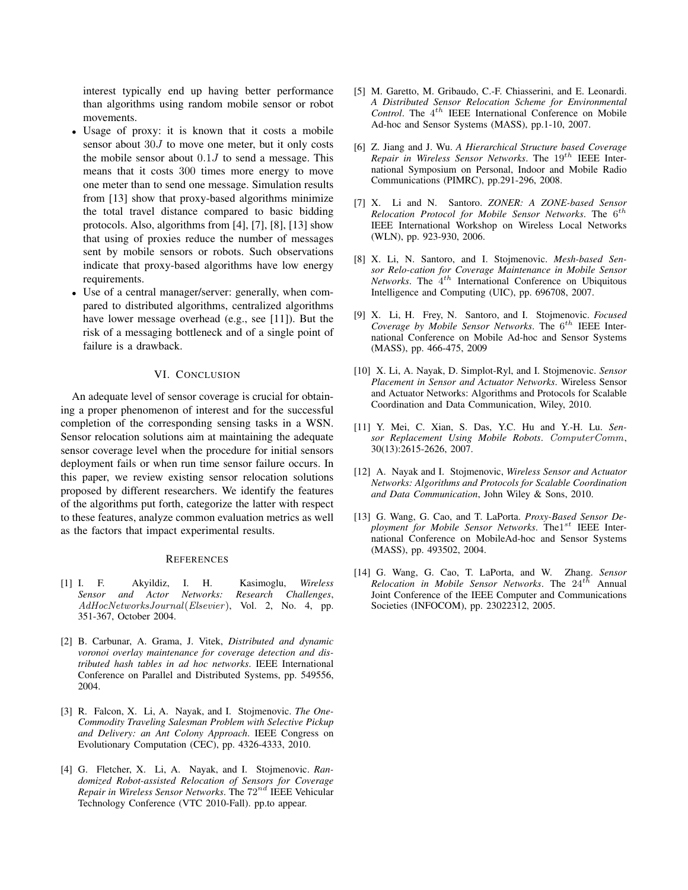interest typically end up having better performance than algorithms using random mobile sensor or robot movements.

- Usage of proxy: it is known that it costs a mobile sensor about $30J$ to move one meter, but it only costs the mobile sensor about $0.1J$ to send a message. This means that it costs $300$ times more energy to move one meter than to send one message. Simulation results from [13] show that proxy-based algorithms minimize the total travel distance compared to basic bidding protocols. Also, algorithms from [4], [7], [8], [13] show that using of proxies reduce the number of messages sent by mobile sensors or robots. Such observations indicate that proxy-based algorithms have low energy requirements.
- Use of a central manager/server: generally, when compared to distributed algorithms, centralized algorithms have lower message overhead (e.g., see [11]). But the risk of a messaging bottleneck and of a single point of failure is a drawback.

## VI. Conclusion

An adequate level of sensor coverage is crucial for obtaining a proper phenomenon of interest and for the successful completion of the corresponding sensing tasks in a WSN. Sensor relocation solutions aim at maintaining the adequate sensor coverage level when the procedure for initial sensors deployment fails or when run time sensor failure occurs. In this paper, we review existing sensor relocation solutions proposed by different researchers. We identify the features of the algorithms put forth, categorize the latter with respect to these features, analyze common evaluation metrics as well as the factors that impact experimental results.

## References

[1] I. F. Akyildiz, I. H. Kasimoglu, *Wireless Sensor and Actor Networks: Research Challenges*, $AdHocNetworksJournal(Elsevier)$, Vol. 2, No. 4, pp. 351-367, October 2004.

[2] B. Carbunar, A. Grama, J. Vitek, *Distributed and dynamic voronoi overlay maintenance for coverage detection and distributed hash tables in ad hoc networks*. IEEE International Conference on Parallel and Distributed Systems, pp. 549556, 2004.

[3] R. Falcon, X. Li, A. Nayak, and I. Stojmenovic. *The One-Commodity Traveling Salesman Problem with Selective Pickup and Delivery: an Ant Colony Approach*. IEEE Congress on Evolutionary Computation (CEC), pp. 4326-4333, 2010.

[4] G. Fletcher, X. Li, A. Nayak, and I. Stojmenovic. *Randomized Robot-assisted Relocation of Sensors for Coverage Repair in Wireless Sensor Networks*. The $72^{nd}$ IEEE Vehicular Technology Conference (VTC 2010-Fall). pp.to appear.

[5] M. Garetto, M. Gribaudo, C.-F. Chiasserini, and E. Leonardi. *A Distributed Sensor Relocation Scheme for Environmental Control*. The $4^{th}$ IEEE International Conference on Mobile Ad-hoc and Sensor Systems (MASS), pp.1-10, 2007.

[6] Z. Jiang and J. Wu. *A Hierarchical Structure based Coverage Repair in Wireless Sensor Networks*. The $19^{th}$ IEEE International Symposium on Personal, Indoor and Mobile Radio Communications (PIMRC), pp.291-296, 2008.

[7] X. Li and N. Santoro. *ZONER: A ZONE-based Sensor Relocation Protocol for Mobile Sensor Networks*. The $6^{th}$ IEEE International Workshop on Wireless Local Networks (WLN), pp. 923-930, 2006.

[8] X. Li, N. Santoro, and I. Stojmenovic. *Mesh-based Sensor Relo-cation for Coverage Maintenance in Mobile Sensor Networks*. The $4^{th}$ International Conference on Ubiquitous Intelligence and Computing (UIC), pp. 696708, 2007.

[9] X. Li, H. Frey, N. Santoro, and I. Stojmenovic. *Focused Coverage by Mobile Sensor Networks*. The $6^{th}$ IEEE International Conference on Mobile Ad-hoc and Sensor Systems (MASS), pp. 466-475, 2009

[10] X. Li, A. Nayak, D. Simplot-Ryl, and I. Stojmenovic. *Sensor Placement in Sensor and Actuator Networks*. Wireless Sensor and Actuator Networks: Algorithms and Protocols for Scalable Coordination and Data Communication, Wiley, 2010.

[11] Y. Mei, C. Xian, S. Das, Y.C. Hu and Y.-H. Lu. *Sensor Replacement Using Mobile Robots*. $ComputerComm$, 30(13):2615-2626, 2007.

[12] A. Nayak and I. Stojmenovic, *Wireless Sensor and Actuator Networks: Algorithms and Protocols for Scalable Coordination and Data Communication*, John Wiley & Sons, 2010.

[13] G. Wang, G. Cao, and T. LaPorta. *Proxy-Based Sensor Deployment for Mobile Sensor Networks*. The$1^{st}$ IEEE International Conference on MobileAd-hoc and Sensor Systems (MASS), pp. 493502, 2004.

[14] G. Wang, G. Cao, T. LaPorta, and W. Zhang. *Sensor Relocation in Mobile Sensor Networks*. The $24^{th}$ Annual Joint Conference of the IEEE Computer and Communications Societies (INFOCOM), pp. 23022312, 2005.